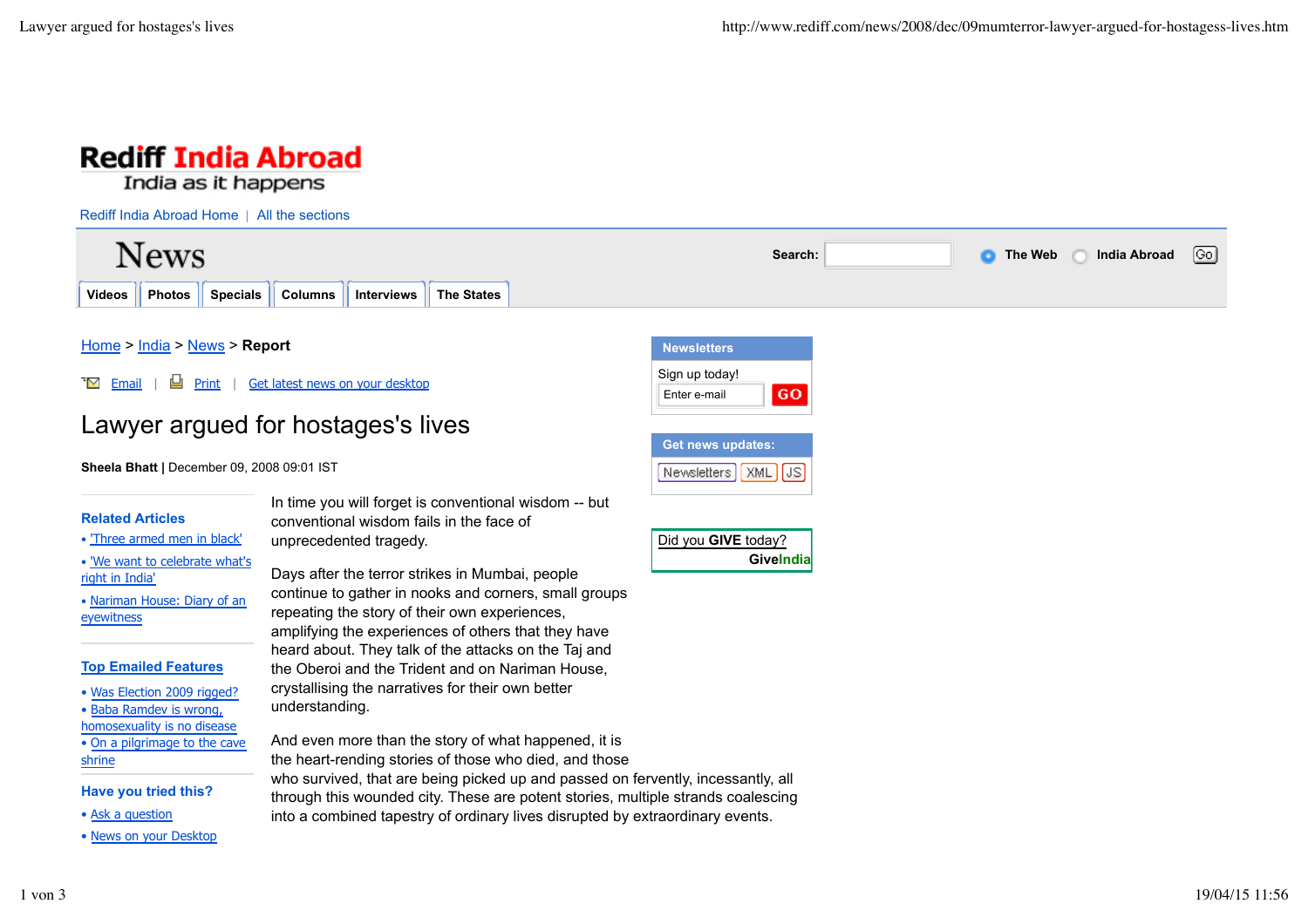Rediff India Abroad
India as it happens

Rediff India Abroad Home | All the sections

News

Search: The Web India Abroad Go

Videos | Photos | Specials | Columns | Interviews | The States

Home > India > News > **Report**

Email | Print | Get latest news on your desktop

# Lawyer argued for hostages's lives

**Sheela Bhatt |** December 09, 2008 09:01 IST

In time you will forget is conventional wisdom -- but conventional wisdom fails in the face of unprecedented tragedy.

Days after the terror strikes in Mumbai, people continue to gather in nooks and corners, small groups repeating the story of their own experiences, amplifying the experiences of others that they have heard about. They talk of the attacks on the Taj and the Oberoi and the Trident and on Nariman House, crystallising the narratives for their own better understanding.

And even more than the story of what happened, it is the heart-rending stories of those who died, and those who survived, that are being picked up and passed on fervently, incessantly, all through this wounded city. These are potent stories, multiple strands coalescing into a combined tapestry of ordinary lives disrupted by extraordinary events.

**Related Articles**

- 'Three armed men in black'
- 'We want to celebrate what's right in India'
- Nariman House: Diary of an eyewitness

**Top Emailed Features**

- Was Election 2009 rigged?
- Baba Ramdev is wrong, homosexuality is no disease
- On a pilgrimage to the cave shrine

**Have you tried this?**

- Ask a question
- News on your Desktop

**Newsletters**

Sign up today!
Enter e-mail GO

**Get news updates:**

Newsletters | XML | JS

Did you **GIVE** today?
**GiveIndia**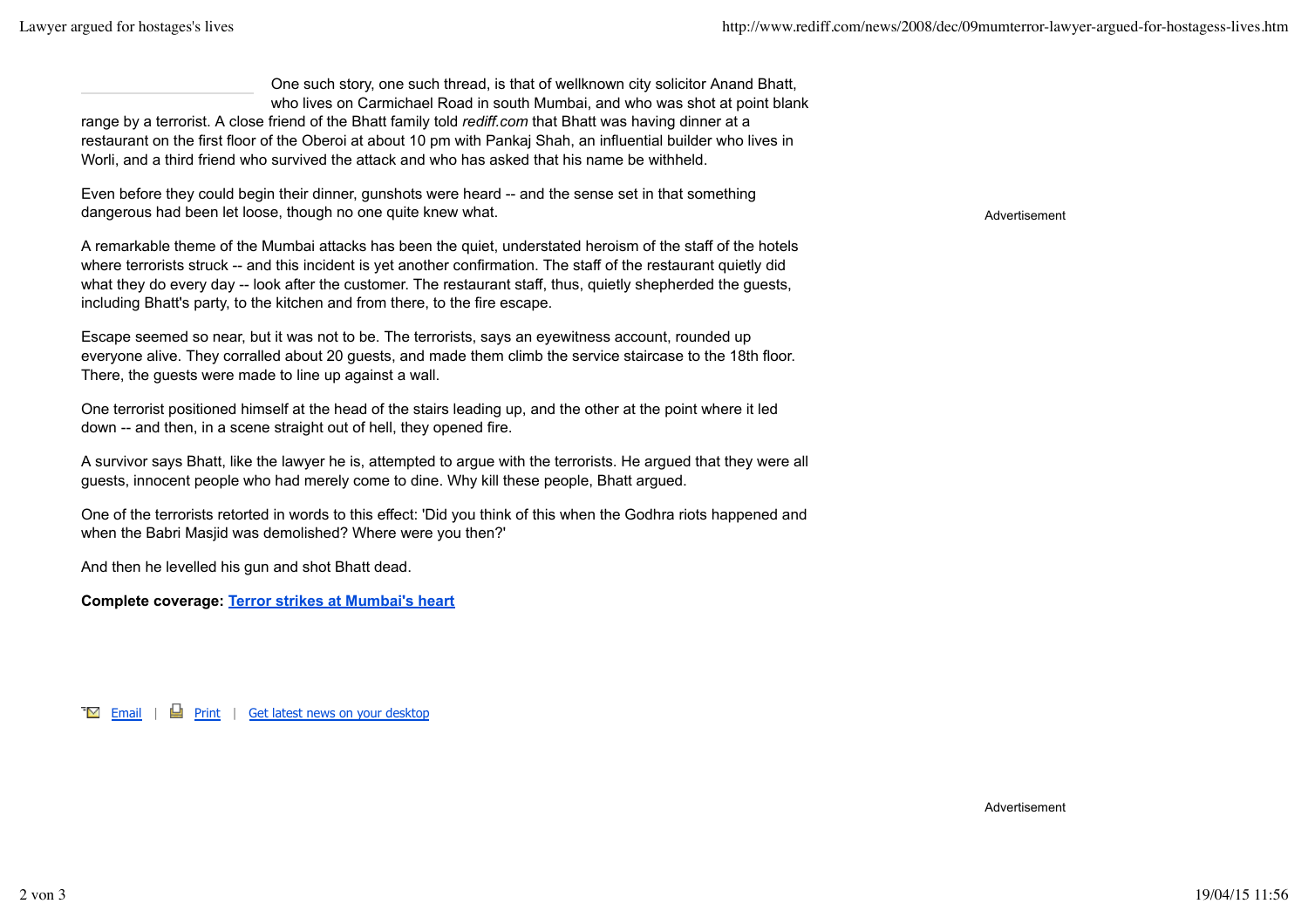One such story, one such thread, is that of wellknown city solicitor Anand Bhatt, who lives on Carmichael Road in south Mumbai, and who was shot at point blank range by a terrorist. A close friend of the Bhatt family told *rediff.com* that Bhatt was having dinner at a restaurant on the first floor of the Oberoi at about 10 pm with Pankaj Shah, an influential builder who lives in Worli, and a third friend who survived the attack and who has asked that his name be withheld.

Even before they could begin their dinner, gunshots were heard -- and the sense set in that something dangerous had been let loose, though no one quite knew what.

A remarkable theme of the Mumbai attacks has been the quiet, understated heroism of the staff of the hotels where terrorists struck -- and this incident is yet another confirmation. The staff of the restaurant quietly did what they do every day -- look after the customer. The restaurant staff, thus, quietly shepherded the guests, including Bhatt's party, to the kitchen and from there, to the fire escape.

Escape seemed so near, but it was not to be. The terrorists, says an eyewitness account, rounded up everyone alive. They corralled about 20 guests, and made them climb the service staircase to the 18th floor. There, the guests were made to line up against a wall.

One terrorist positioned himself at the head of the stairs leading up, and the other at the point where it led down -- and then, in a scene straight out of hell, they opened fire.

A survivor says Bhatt, like the lawyer he is, attempted to argue with the terrorists. He argued that they were all guests, innocent people who had merely come to dine. Why kill these people, Bhatt argued.

One of the terrorists retorted in words to this effect: 'Did you think of this when the Godhra riots happened and when the Babri Masjid was demolished? Where were you then?'

And then he levelled his gun and shot Bhatt dead.

**Complete coverage: Terror strikes at Mumbai's heart**

Email | Print | Get latest news on your desktop